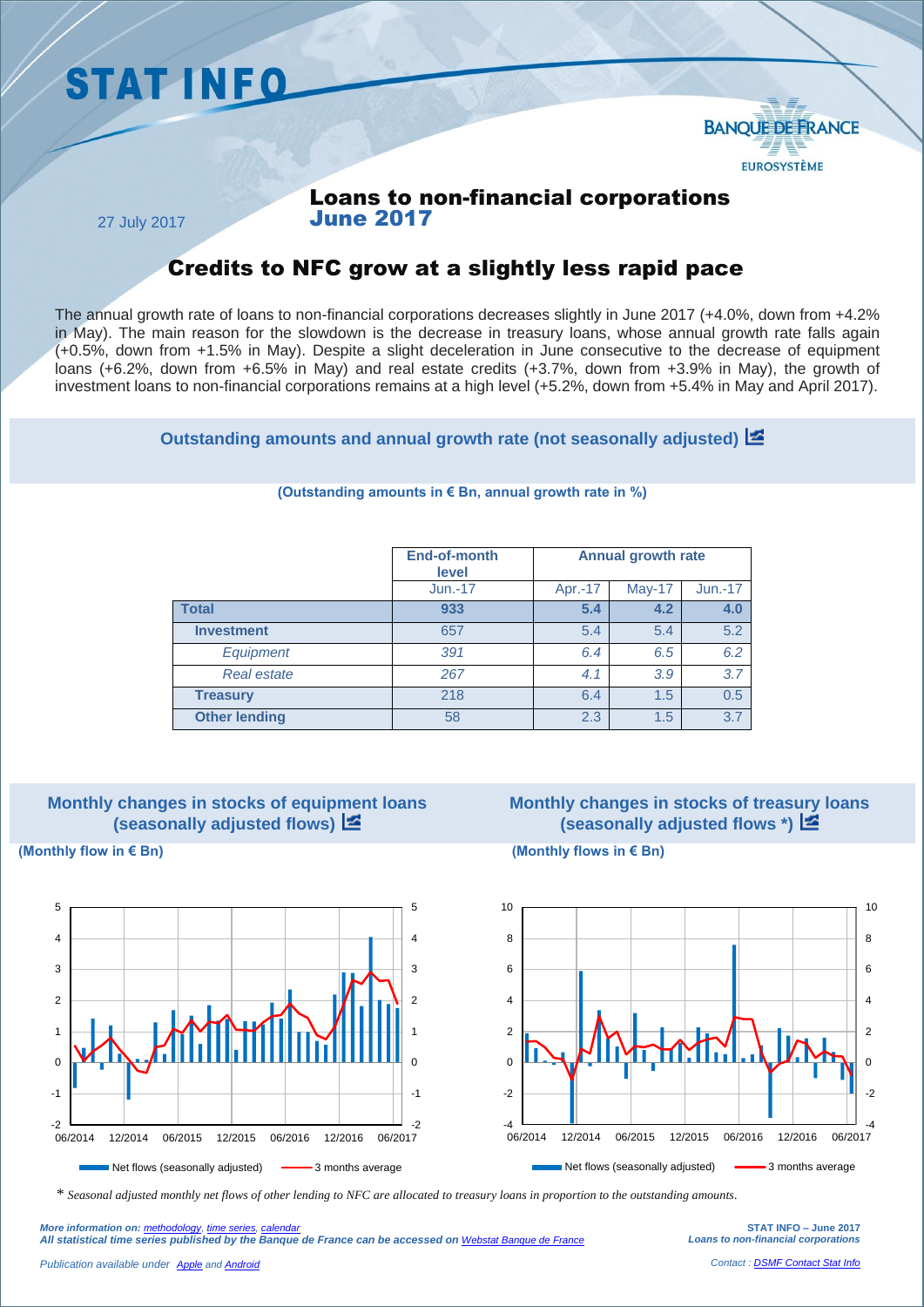# STAT INFO

BANQUE DE FRANCE

EUROSYSTÈME

27 July 2017

## Loans to non-financial corporations
## June 2017

# Credits to NFC grow at a slightly less rapid pace

The annual growth rate of loans to non-financial corporations decreases slightly in June 2017 (+4.0%, down from +4.2% in May). The main reason for the slowdown is the decrease in treasury loans, whose annual growth rate falls again (+0.5%, down from +1.5% in May). Despite a slight deceleration in June consecutive to the decrease of equipment loans (+6.2%, down from +6.5% in May) and real estate credits (+3.7%, down from +3.9% in May), the growth of investment loans to non-financial corporations remains at a high level (+5.2%, down from +5.4% in May and April 2017).

### Outstanding amounts and annual growth rate (not seasonally adjusted)

**(Outstanding amounts in € Bn, annual growth rate in %)**

| | End-of-month level | Annual growth rate | | |
|---|---|---|---|---|
| | Jun.-17 | Apr.-17 | May-17 | Jun.-17 |
| **Total** | **933** | **5.4** | **4.2** | **4.0** |
| **Investment** | 657 | 5.4 | 5.4 | 5.2 |
| *Equipment* | *391* | *6.4* | *6.5* | *6.2* |
| *Real estate* | *267* | *4.1* | *3.9* | *3.7* |
| **Treasury** | 218 | 6.4 | 1.5 | 0.5 |
| **Other lending** | 58 | 2.3 | 1.5 | 3.7 |

### Monthly changes in stocks of equipment loans (seasonally adjusted flows)

**(Monthly flow in € Bn)**

### Monthly changes in stocks of treasury loans (seasonally adjusted flows *)

**(Monthly flows in € Bn)**

\* *Seasonal adjusted monthly net flows of other lending to NFC are allocated to treasury loans in proportion to the outstanding amounts.*

*More information on: methodology, time series, calendar*
***All statistical time series published by the Banque de France can be accessed on Webstat Banque de France***

*Publication available under Apple and Android*

**STAT INFO – June 2017**
***Loans to non-financial corporations***

*Contact : DSMF Contact Stat Info*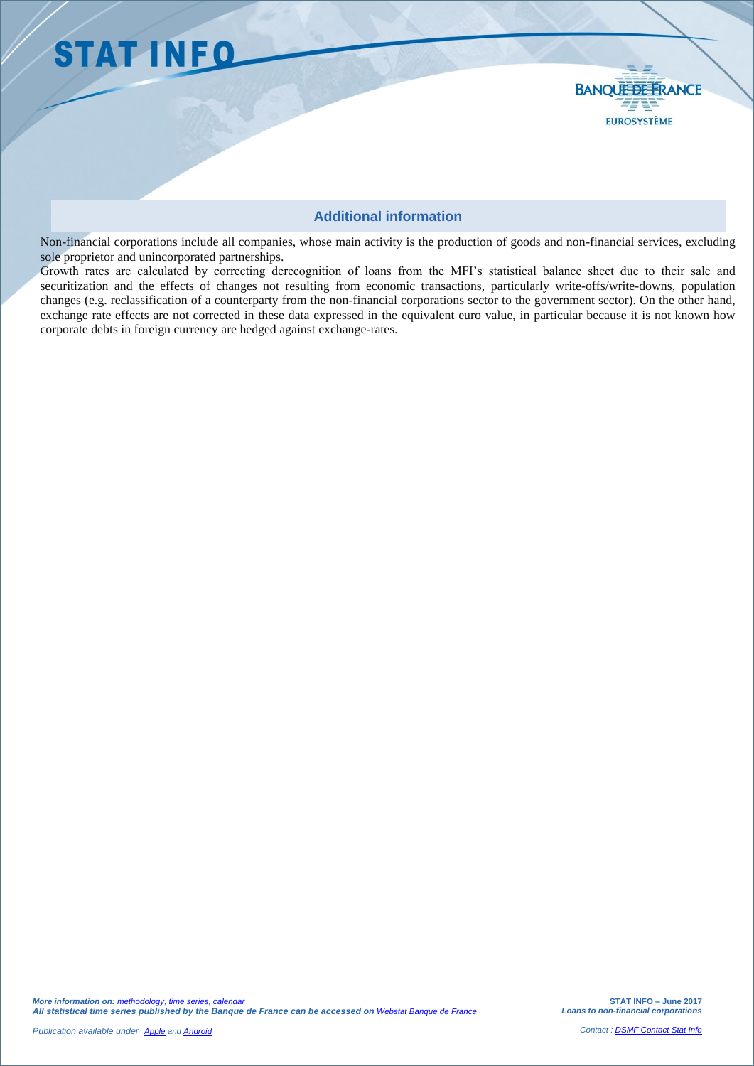## Additional information

Non-financial corporations include all companies, whose main activity is the production of goods and non-financial services, excluding sole proprietor and unincorporated partnerships.

Growth rates are calculated by correcting derecognition of loans from the MFI's statistical balance sheet due to their sale and securitization and the effects of changes not resulting from economic transactions, particularly write-offs/write-downs, population changes (e.g. reclassification of a counterparty from the non-financial corporations sector to the government sector). On the other hand, exchange rate effects are not corrected in these data expressed in the equivalent euro value, in particular because it is not known how corporate debts in foreign currency are hedged against exchange-rates.